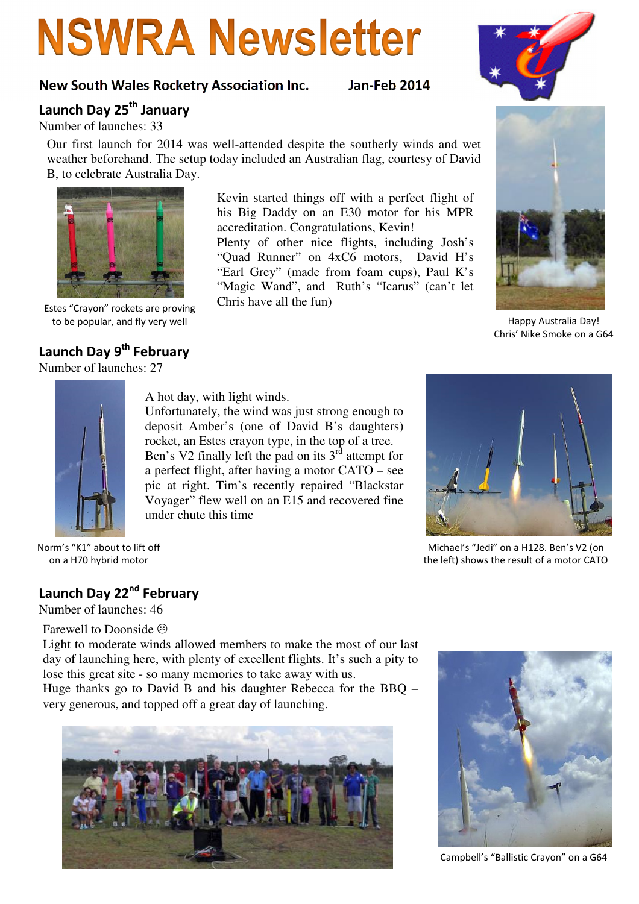# NSWRA Newsletter

**New South Wales Rocketry Association Inc. Jan-Feb 2014**

## Launch Day 25th January

Number of launches: 33

Our first launch for 2014 was well-attended despite the southerly winds and wet weather beforehand. The setup today included an Australian flag, courtesy of David B, to celebrate Australia Day.

Kevin started things off with a perfect flight of his Big Daddy on an E30 motor for his MPR accreditation. Congratulations, Kevin!

Plenty of other nice flights, including Josh's "Quad Runner" on 4xC6 motors, David H's "Earl Grey" (made from foam cups), Paul K's "Magic Wand", and Ruth's "Icarus" (can't let Chris have all the fun)

Estes "Crayon" rockets are proving to be popular, and fly very well

Happy Australia Day! Chris' Nike Smoke on a G64

## Launch Day 9th February

Number of launches: 27

A hot day, with light winds.

Unfortunately, the wind was just strong enough to deposit Amber's (one of David B's daughters) rocket, an Estes crayon type, in the top of a tree.

Ben's V2 finally left the pad on its 3rd attempt for a perfect flight, after having a motor CATO – see pic at right. Tim's recently repaired "Blackstar Voyager" flew well on an E15 and recovered fine under chute this time

Norm's "K1" about to lift off on a H70 hybrid motor

Michael's "Jedi" on a H128. Ben's V2 (on the left) shows the result of a motor CATO

## Launch Day 22nd February

Number of launches: 46

Farewell to Doonside ☹

Light to moderate winds allowed members to make the most of our last day of launching here, with plenty of excellent flights. It's such a pity to lose this great site - so many memories to take away with us.

Huge thanks go to David B and his daughter Rebecca for the BBQ – very generous, and topped off a great day of launching.

Campbell's "Ballistic Crayon" on a G64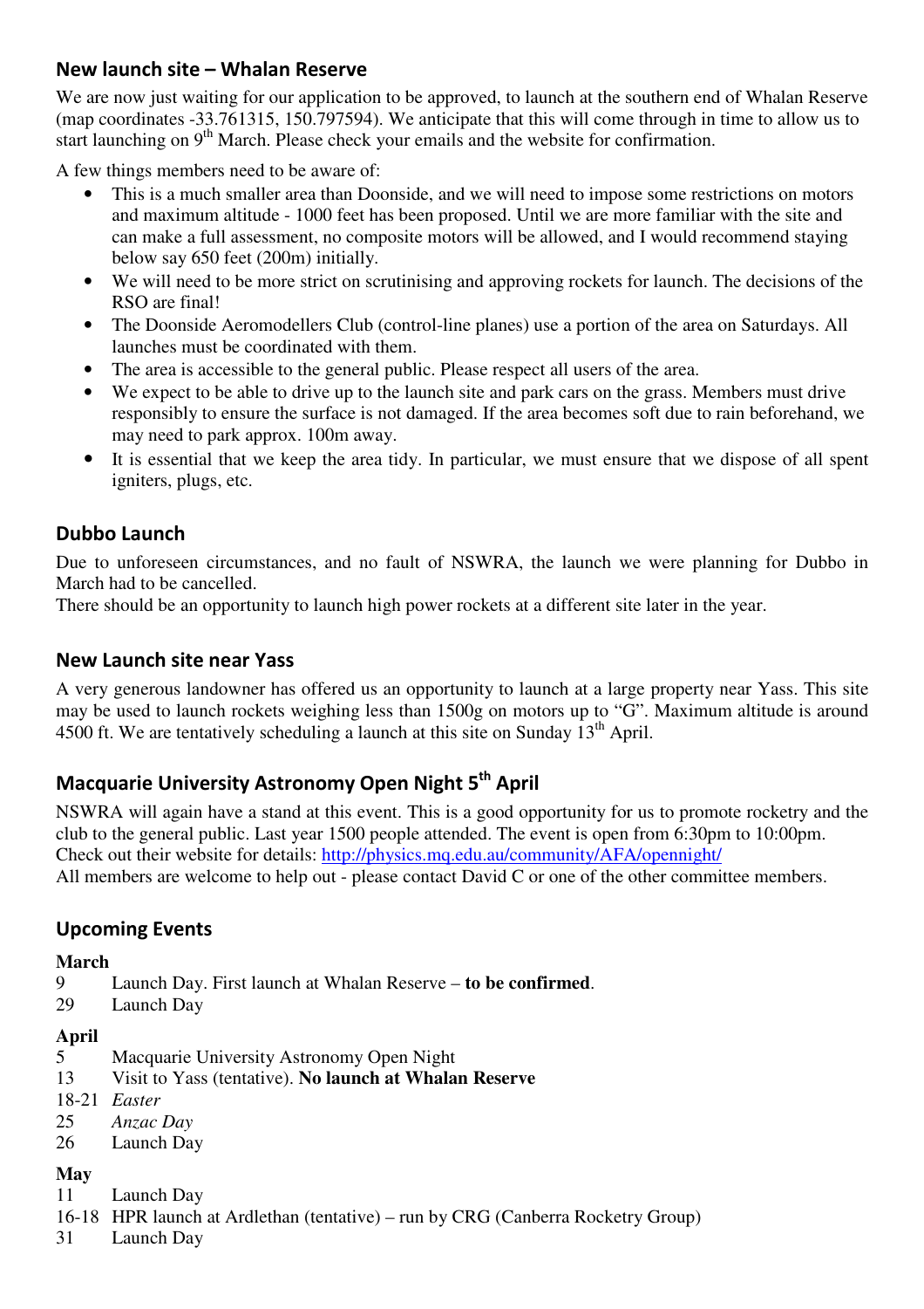## New launch site – Whalan Reserve

We are now just waiting for our application to be approved, to launch at the southern end of Whalan Reserve (map coordinates -33.761315, 150.797594). We anticipate that this will come through in time to allow us to start launching on 9th March. Please check your emails and the website for confirmation.

A few things members need to be aware of:

- This is a much smaller area than Doonside, and we will need to impose some restrictions on motors and maximum altitude - 1000 feet has been proposed. Until we are more familiar with the site and can make a full assessment, no composite motors will be allowed, and I would recommend staying below say 650 feet (200m) initially.
- We will need to be more strict on scrutinising and approving rockets for launch. The decisions of the RSO are final!
- The Doonside Aeromodellers Club (control-line planes) use a portion of the area on Saturdays. All launches must be coordinated with them.
- The area is accessible to the general public. Please respect all users of the area.
- We expect to be able to drive up to the launch site and park cars on the grass. Members must drive responsibly to ensure the surface is not damaged. If the area becomes soft due to rain beforehand, we may need to park approx. 100m away.
- It is essential that we keep the area tidy. In particular, we must ensure that we dispose of all spent igniters, plugs, etc.

## Dubbo Launch

Due to unforeseen circumstances, and no fault of NSWRA, the launch we were planning for Dubbo in March had to be cancelled.
There should be an opportunity to launch high power rockets at a different site later in the year.

## New Launch site near Yass

A very generous landowner has offered us an opportunity to launch at a large property near Yass. This site may be used to launch rockets weighing less than 1500g on motors up to "G". Maximum altitude is around 4500 ft. We are tentatively scheduling a launch at this site on Sunday 13th April.

## Macquarie University Astronomy Open Night 5th April

NSWRA will again have a stand at this event. This is a good opportunity for us to promote rocketry and the club to the general public. Last year 1500 people attended. The event is open from 6:30pm to 10:00pm. Check out their website for details: http://physics.mq.edu.au/community/AFA/opennight/
All members are welcome to help out - please contact David C or one of the other committee members.

## Upcoming Events

**March**
9 Launch Day. First launch at Whalan Reserve – **to be confirmed**.
29 Launch Day

**April**
5 Macquarie University Astronomy Open Night
13 Visit to Yass (tentative). **No launch at Whalan Reserve**
18-21 *Easter*
25 *Anzac Day*
26 Launch Day

**May**
11 Launch Day
16-18 HPR launch at Ardlethan (tentative) – run by CRG (Canberra Rocketry Group)
31 Launch Day